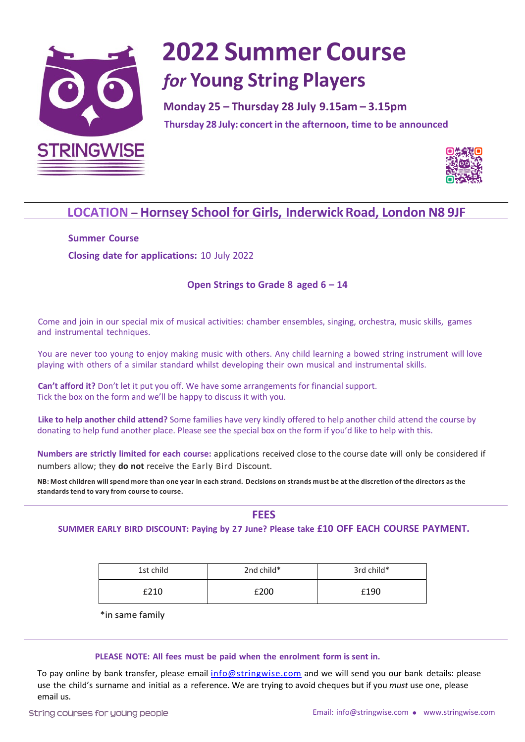STRINGWISE

# 2022 Summer Course

## *for* Young String Players

**Monday 25 – Thursday 28 July 9.15am – 3.15pm**

**Thursday 28 July: concert in the afternoon, time to be announced**

## LOCATION – Hornsey School for Girls, Inderwick Road, London N8 9JF

**Summer Course**

**Closing date for applications:** 10 July 2022

**Open Strings to Grade 8 aged 6 – 14**

Come and join in our special mix of musical activities: chamber ensembles, singing, orchestra, music skills, games and instrumental techniques.

You are never too young to enjoy making music with others. Any child learning a bowed string instrument will love playing with others of a similar standard whilst developing their own musical and instrumental skills.

**Can't afford it?** Don't let it put you off. We have some arrangements for financial support. Tick the box on the form and we'll be happy to discuss it with you.

**Like to help another child attend?** Some families have very kindly offered to help another child attend the course by donating to help fund another place. Please see the special box on the form if you'd like to help with this.

**Numbers are strictly limited for each course:** applications received close to the course date will only be considered if numbers allow; they **do not** receive the Early Bird Discount.

**NB: Most children will spend more than one year in each strand. Decisions on strands must be at the discretion of the directors as the standards tend to vary from course to course.**

## FEES

**SUMMER EARLY BIRD DISCOUNT: Paying by 27 June? Please take £10 OFF EACH COURSE PAYMENT.**

| 1st child | 2nd child* | 3rd child* |
|---|---|---|
| £210 | £200 | £190 |

*in same family

**PLEASE NOTE: All fees must be paid when the enrolment form is sent in.**

To pay online by bank transfer, please email info@stringwise.com and we will send you our bank details: please use the child's surname and initial as a reference. We are trying to avoid cheques but if you *must* use one, please email us.

String courses for young people

Email: info@stringwise.com • www.stringwise.com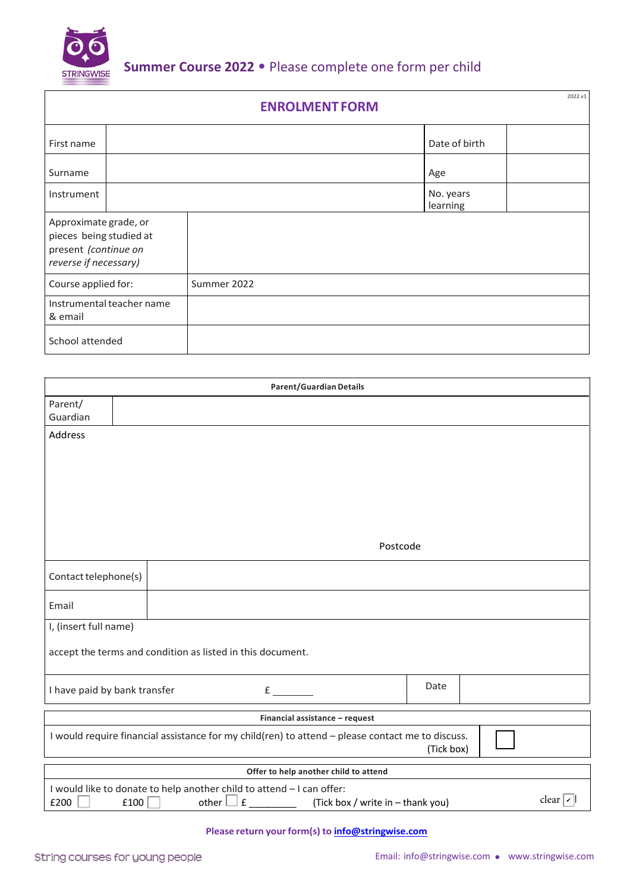STRINGWISE

## Summer Course 2022 • Please complete one form per child

2022 v1

### ENROLMENT FORM

| | | | |
|---|---|---|---|
| First name | | Date of birth | |
| Surname | | Age | |
| Instrument | | No. years learning | |

| | |
|---|---|
| Approximate grade, or pieces being studied at present *(continue on reverse if necessary)* | |
| Course applied for: | Summer 2022 |
| Instrumental teacher name & email | |
| School attended | |

**Parent/Guardian Details**

| | |
|---|---|
| Parent/ Guardian | |

Address

Postcode

| | |
|---|---|
| Contact telephone(s) | |
| Email | |

I, (insert full name)

accept the terms and condition as listed in this document.

| | | |
|---|---|---|
| I have paid by bank transfer £ ________ | Date | |

**Financial assistance – request**

I would require financial assistance for my child(ren) to attend – please contact me to discuss. (Tick box) ☐

**Offer to help another child to attend**

I would like to donate to help another child to attend – I can offer:

£200 ☐ £100 ☐ other ☐ £ ________ (Tick box / write in – thank you) clear ☑

**Please return your form(s) to info@stringwise.com**

String courses for young people

Email: info@stringwise.com • www.stringwise.com